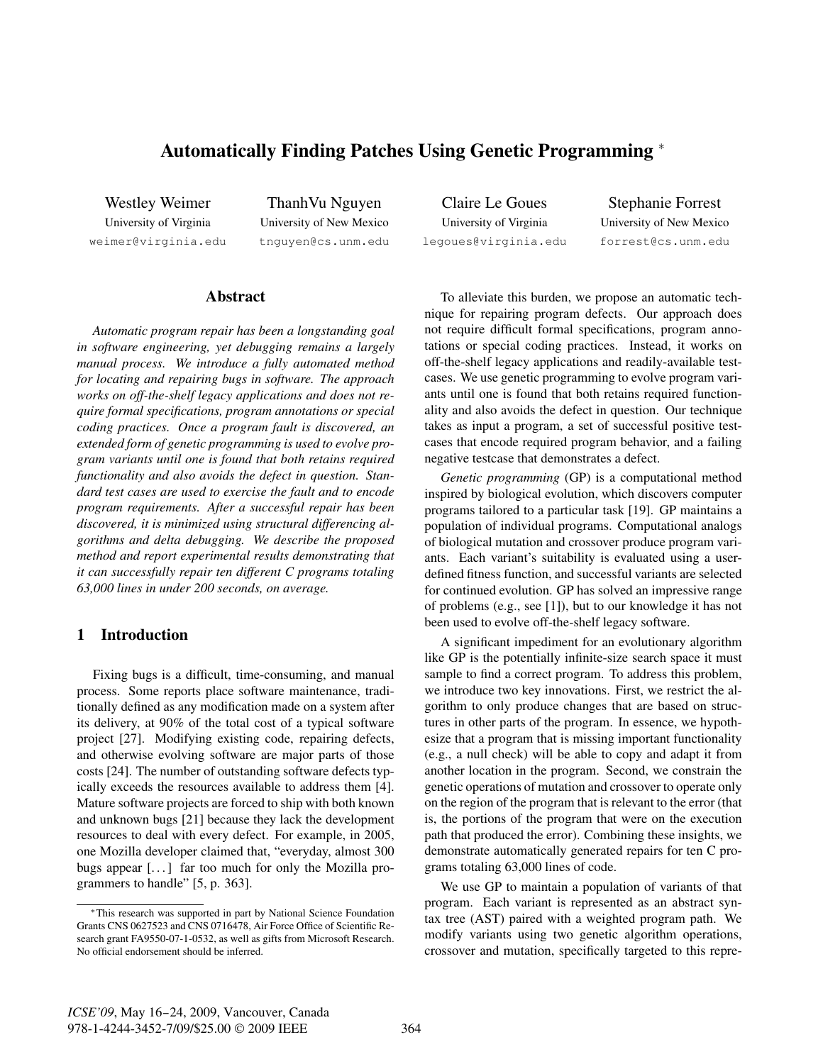# Automatically Finding Patches Using Genetic Programming *

Westley Weimer
University of Virginia
weimer@virginia.edu

ThanhVu Nguyen
University of New Mexico
tnguyen@cs.unm.edu

Claire Le Goues
University of Virginia
legoues@virginia.edu

Stephanie Forrest
University of New Mexico
forrest@cs.unm.edu

## Abstract

*Automatic program repair has been a longstanding goal in software engineering, yet debugging remains a largely manual process. We introduce a fully automated method for locating and repairing bugs in software. The approach works on off-the-shelf legacy applications and does not require formal specifications, program annotations or special coding practices. Once a program fault is discovered, an extended form of genetic programming is used to evolve program variants until one is found that both retains required functionality and also avoids the defect in question. Standard test cases are used to exercise the fault and to encode program requirements. After a successful repair has been discovered, it is minimized using structural differencing algorithms and delta debugging. We describe the proposed method and report experimental results demonstrating that it can successfully repair ten different C programs totaling 63,000 lines in under 200 seconds, on average.*

## 1 Introduction

Fixing bugs is a difficult, time-consuming, and manual process. Some reports place software maintenance, traditionally defined as any modification made on a system after its delivery, at 90% of the total cost of a typical software project [27]. Modifying existing code, repairing defects, and otherwise evolving software are major parts of those costs [24]. The number of outstanding software defects typically exceeds the resources available to address them [4]. Mature software projects are forced to ship with both known and unknown bugs [21] because they lack the development resources to deal with every defect. For example, in 2005, one Mozilla developer claimed that, "everyday, almost 300 bugs appear [...] far too much for only the Mozilla programmers to handle" [5, p. 363].

To alleviate this burden, we propose an automatic technique for repairing program defects. Our approach does not require difficult formal specifications, program annotations or special coding practices. Instead, it works on off-the-shelf legacy applications and readily-available testcases. We use genetic programming to evolve program variants until one is found that both retains required functionality and also avoids the defect in question. Our technique takes as input a program, a set of successful positive testcases that encode required program behavior, and a failing negative testcase that demonstrates a defect.

*Genetic programming* (GP) is a computational method inspired by biological evolution, which discovers computer programs tailored to a particular task [19]. GP maintains a population of individual programs. Computational analogs of biological mutation and crossover produce program variants. Each variant's suitability is evaluated using a user-defined fitness function, and successful variants are selected for continued evolution. GP has solved an impressive range of problems (e.g., see [1]), but to our knowledge it has not been used to evolve off-the-shelf legacy software.

A significant impediment for an evolutionary algorithm like GP is the potentially infinite-size search space it must sample to find a correct program. To address this problem, we introduce two key innovations. First, we restrict the algorithm to only produce changes that are based on structures in other parts of the program. In essence, we hypothesize that a program that is missing important functionality (e.g., a null check) will be able to copy and adapt it from another location in the program. Second, we constrain the genetic operations of mutation and crossover to operate only on the region of the program that is relevant to the error (that is, the portions of the program that were on the execution path that produced the error). Combining these insights, we demonstrate automatically generated repairs for ten C programs totaling 63,000 lines of code.

We use GP to maintain a population of variants of that program. Each variant is represented as an abstract syntax tree (AST) paired with a weighted program path. We modify variants using two genetic algorithm operations, crossover and mutation, specifically targeted to this repre-

*This research was supported in part by National Science Foundation Grants CNS 0627523 and CNS 0716478, Air Force Office of Scientific Research grant FA9550-07-1-0532, as well as gifts from Microsoft Research. No official endorsement should be inferred.

*ICSE'09*, May 16–24, 2009, Vancouver, Canada
978-1-4244-3452-7/09/$25.00 © 2009 IEEE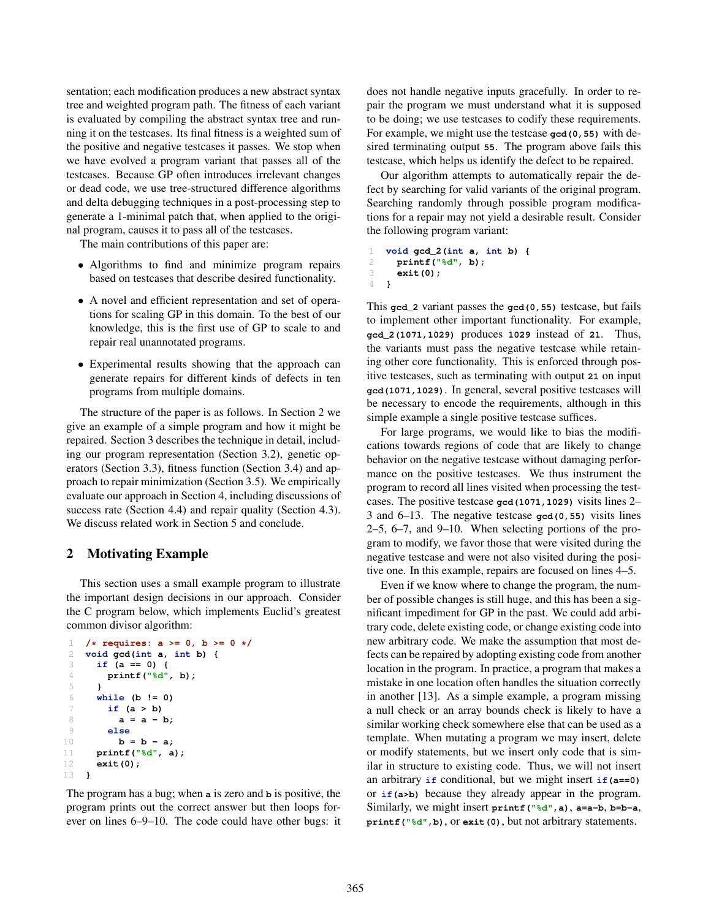sentation; each modification produces a new abstract syntax tree and weighted program path. The fitness of each variant is evaluated by compiling the abstract syntax tree and running it on the testcases. Its final fitness is a weighted sum of the positive and negative testcases it passes. We stop when we have evolved a program variant that passes all of the testcases. Because GP often introduces irrelevant changes or dead code, we use tree-structured difference algorithms and delta debugging techniques in a post-processing step to generate a 1-minimal patch that, when applied to the original program, causes it to pass all of the testcases.

The main contributions of this paper are:

- Algorithms to find and minimize program repairs based on testcases that describe desired functionality.
- A novel and efficient representation and set of operations for scaling GP in this domain. To the best of our knowledge, this is the first use of GP to scale to and repair real unannotated programs.
- Experimental results showing that the approach can generate repairs for different kinds of defects in ten programs from multiple domains.

The structure of the paper is as follows. In Section 2 we give an example of a simple program and how it might be repaired. Section 3 describes the technique in detail, including our program representation (Section 3.2), genetic operators (Section 3.3), fitness function (Section 3.4) and approach to repair minimization (Section 3.5). We empirically evaluate our approach in Section 4, including discussions of success rate (Section 4.4) and repair quality (Section 4.3). We discuss related work in Section 5 and conclude.

## 2 Motivating Example

This section uses a small example program to illustrate the important design decisions in our approach. Consider the C program below, which implements Euclid's greatest common divisor algorithm:

```
1   /* requires: a >= 0, b >= 0 */
2   void gcd(int a, int b) {
3     if (a == 0) {
4       printf("%d", b);
5     }
6     while (b != 0)
7       if (a > b)
8         a = a - b;
9       else
10        b = b - a;
11    printf("%d", a);
12    exit(0);
13  }
```

The program has a bug; when `a` is zero and `b` is positive, the program prints out the correct answer but then loops forever on lines 6–9–10. The code could have other bugs: it does not handle negative inputs gracefully. In order to repair the program we must understand what it is supposed to be doing; we use testcases to codify these requirements. For example, we might use the testcase `gcd(0,55)` with desired terminating output `55`. The program above fails this testcase, which helps us identify the defect to be repaired.

Our algorithm attempts to automatically repair the defect by searching for valid variants of the original program. Searching randomly through possible program modifications for a repair may not yield a desirable result. Consider the following program variant:

```
1   void gcd_2(int a, int b) {
2     printf("%d", b);
3     exit(0);
4   }
```

This `gcd_2` variant passes the `gcd(0,55)` testcase, but fails to implement other important functionality. For example, `gcd_2(1071,1029)` produces `1029` instead of `21`. Thus, the variants must pass the negative testcase while retaining other core functionality. This is enforced through positive testcases, such as terminating with output `21` on input `gcd(1071,1029)`. In general, several positive testcases will be necessary to encode the requirements, although in this simple example a single positive testcase suffices.

For large programs, we would like to bias the modifications towards regions of code that are likely to change behavior on the negative testcase without damaging performance on the positive testcases. We thus instrument the program to record all lines visited when processing the testcases. The positive testcase `gcd(1071,1029)` visits lines 2–3 and 6–13. The negative testcase `gcd(0,55)` visits lines 2–5, 6–7, and 9–10. When selecting portions of the program to modify, we favor those that were visited during the negative testcase and were not also visited during the positive one. In this example, repairs are focused on lines 4–5.

Even if we know where to change the program, the number of possible changes is still huge, and this has been a significant impediment for GP in the past. We could add arbitrary code, delete existing code, or change existing code into new arbitrary code. We make the assumption that most defects can be repaired by adopting existing code from another location in the program. In practice, a program that makes a mistake in one location often handles the situation correctly in another [13]. As a simple example, a program missing a null check or an array bounds check is likely to have a similar working check somewhere else that can be used as a template. When mutating a program we may insert, delete or modify statements, but we insert only code that is similar in structure to existing code. Thus, we will not insert an arbitrary `if` conditional, but we might insert `if(a==0)` or `if(a>b)` because they already appear in the program. Similarly, we might insert `printf("%d",a)`, `a=a-b`, `b=b-a`, `printf("%d",b)`, or `exit(0)`, but not arbitrary statements.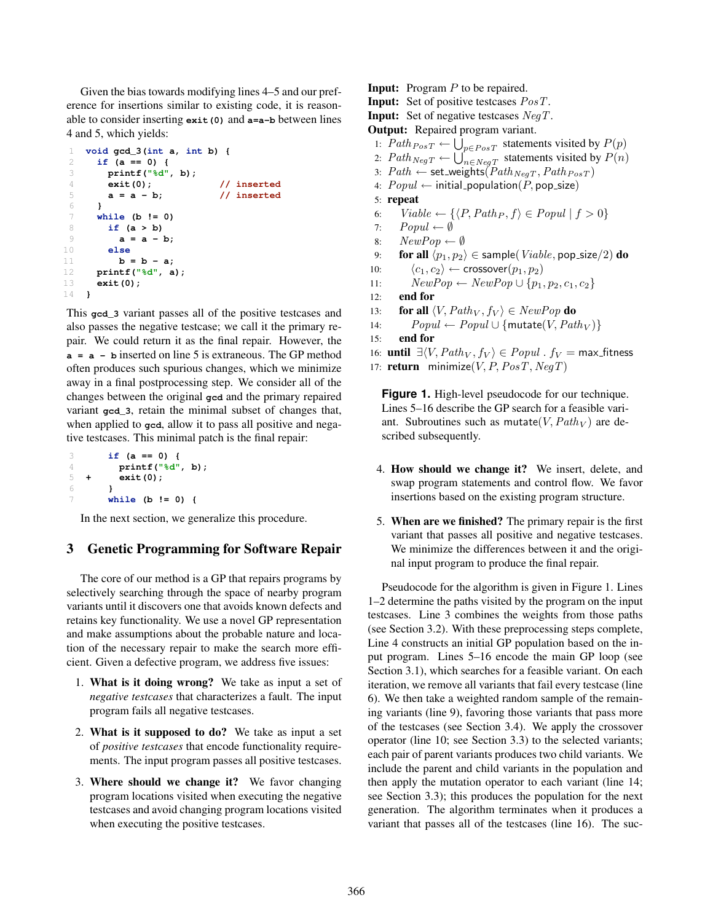Given the bias towards modifying lines 4–5 and our preference for insertions similar to existing code, it is reasonable to consider inserting `exit(0)` and `a=a-b` between lines 4 and 5, which yields:

```
1  void gcd_3(int a, int b) {
2    if (a == 0) {
3      printf("%d", b);
4      exit(0);             // inserted
5      a = a - b;           // inserted
6    }
7    while (b != 0)
8      if (a > b)
9        a = a - b;
10     else
11       b = b - a;
12   printf("%d", a);
13   exit(0);
14 }
```

This `gcd_3` variant passes all of the positive testcases and also passes the negative testcase; we call it the primary repair. We could return it as the final repair. However, the `a = a - b` inserted on line 5 is extraneous. The GP method often produces such spurious changes, which we minimize away in a final postprocessing step. We consider all of the changes between the original `gcd` and the primary repaired variant `gcd_3`, retain the minimal subset of changes that, when applied to `gcd`, allow it to pass all positive and negative testcases. This minimal patch is the final repair:

```
3      if (a == 0) {
4        printf("%d", b);
5  +     exit(0);
6      }
7      while (b != 0) {
```

In the next section, we generalize this procedure.

## 3 Genetic Programming for Software Repair

The core of our method is a GP that repairs programs by selectively searching through the space of nearby program variants until it discovers one that avoids known defects and retains key functionality. We use a novel GP representation and make assumptions about the probable nature and location of the necessary repair to make the search more efficient. Given a defective program, we address five issues:

1. **What is it doing wrong?** We take as input a set of *negative testcases* that characterizes a fault. The input program fails all negative testcases.
2. **What is it supposed to do?** We take as input a set of *positive testcases* that encode functionality requirements. The input program passes all positive testcases.
3. **Where should we change it?** We favor changing program locations visited when executing the negative testcases and avoid changing program locations visited when executing the positive testcases.
4. **How should we change it?** We insert, delete, and swap program statements and control flow. We favor insertions based on the existing program structure.
5. **When are we finished?** The primary repair is the first variant that passes all positive and negative testcases. We minimize the differences between it and the original input program to produce the final repair.

**Input:** Program $P$ to be repaired.
**Input:** Set of positive testcases $PosT$.
**Input:** Set of negative testcases $NegT$.
**Output:** Repaired program variant.

1: $Path_{PosT} \leftarrow \bigcup_{p \in PosT}$ statements visited by $P(p)$
2: $Path_{NegT} \leftarrow \bigcup_{n \in NegT}$ statements visited by $P(n)$
3: $Path \leftarrow$ set_weights($Path_{NegT}, Path_{PosT}$)
4: $Popul \leftarrow$ initial_population($P$, pop_size)
5: **repeat**
6: $\quad Viable \leftarrow \{\langle P, Path_P, f\rangle \in Popul \mid f > 0\}$
7: $\quad Popul \leftarrow \emptyset$
8: $\quad NewPop \leftarrow \emptyset$
9: $\quad$ **for all** $\langle p_1, p_2\rangle \in$ sample($Viable$, pop_size/2) **do**
10: $\quad\quad \langle c_1, c_2\rangle \leftarrow$ crossover($p_1, p_2$)
11: $\quad\quad NewPop \leftarrow NewPop \cup \{p_1, p_2, c_1, c_2\}$
12: $\quad$ **end for**
13: $\quad$ **for all** $\langle V, Path_V, f_V\rangle \in NewPop$ **do**
14: $\quad\quad Popul \leftarrow Popul \cup \{$mutate($V, Path_V$)$\}$
15: $\quad$ **end for**
16: **until** $\exists \langle V, Path_V, f_V\rangle \in Popul \,.\, f_V =$ max_fitness
17: **return** minimize($V, P, PosT, NegT$)

**Figure 1.** High-level pseudocode for our technique. Lines 5–16 describe the GP search for a feasible variant. Subroutines such as mutate($V, Path_V$) are described subsequently.

Pseudocode for the algorithm is given in Figure 1. Lines 1–2 determine the paths visited by the program on the input testcases. Line 3 combines the weights from those paths (see Section 3.2). With these preprocessing steps complete, Line 4 constructs an initial GP population based on the input program. Lines 5–16 encode the main GP loop (see Section 3.1), which searches for a feasible variant. On each iteration, we remove all variants that fail every testcase (line 6). We then take a weighted random sample of the remaining variants (line 9), favoring those variants that pass more of the testcases (see Section 3.4). We apply the crossover operator (line 10; see Section 3.3) to the selected variants; each pair of parent variants produces two child variants. We include the parent and child variants in the population and then apply the mutation operator to each variant (line 14; see Section 3.3); this produces the population for the next generation. The algorithm terminates when it produces a variant that passes all of the testcases (line 16). The suc-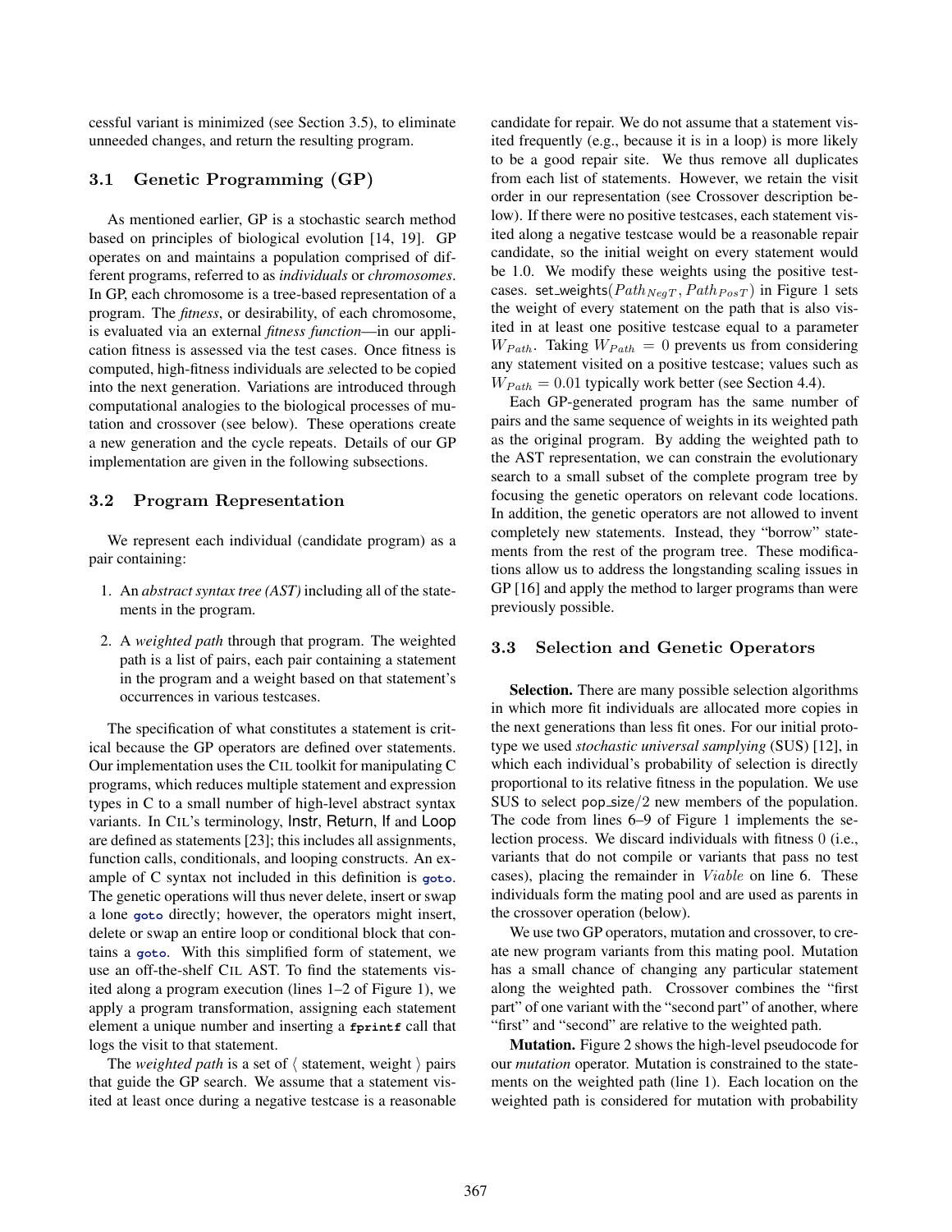cessful variant is minimized (see Section 3.5), to eliminate unneeded changes, and return the resulting program.

### 3.1 Genetic Programming (GP)

As mentioned earlier, GP is a stochastic search method based on principles of biological evolution [14, 19]. GP operates on and maintains a population comprised of different programs, referred to as *individuals* or *chromosomes*. In GP, each chromosome is a tree-based representation of a program. The *fitness*, or desirability, of each chromosome, is evaluated via an external *fitness function*—in our application fitness is assessed via the test cases. Once fitness is computed, high-fitness individuals are *s*elected to be copied into the next generation. Variations are introduced through computational analogies to the biological processes of mutation and crossover (see below). These operations create a new generation and the cycle repeats. Details of our GP implementation are given in the following subsections.

### 3.2 Program Representation

We represent each individual (candidate program) as a pair containing:

1. An *abstract syntax tree (AST)* including all of the statements in the program.
2. A *weighted path* through that program. The weighted path is a list of pairs, each pair containing a statement in the program and a weight based on that statement's occurrences in various testcases.

The specification of what constitutes a statement is critical because the GP operators are defined over statements. Our implementation uses the CIL toolkit for manipulating C programs, which reduces multiple statement and expression types in C to a small number of high-level abstract syntax variants. In CIL's terminology, Instr, Return, If and Loop are defined as statements [23]; this includes all assignments, function calls, conditionals, and looping constructs. An example of C syntax not included in this definition is `goto`. The genetic operations will thus never delete, insert or swap a lone `goto` directly; however, the operators might insert, delete or swap an entire loop or conditional block that contains a `goto`. With this simplified form of statement, we use an off-the-shelf CIL AST. To find the statements visited along a program execution (lines 1–2 of Figure 1), we apply a program transformation, assigning each statement element a unique number and inserting a `fprintf` call that logs the visit to that statement.

The *weighted path* is a set of ⟨ statement, weight ⟩ pairs that guide the GP search. We assume that a statement visited at least once during a negative testcase is a reasonable candidate for repair. We do not assume that a statement visited frequently (e.g., because it is in a loop) is more likely to be a good repair site. We thus remove all duplicates from each list of statements. However, we retain the visit order in our representation (see Crossover description below). If there were no positive testcases, each statement visited along a negative testcase would be a reasonable repair candidate, so the initial weight on every statement would be 1.0. We modify these weights using the positive testcases. set_weights$(Path_{NegT}, Path_{PosT})$ in Figure 1 sets the weight of every statement on the path that is also visited in at least one positive testcase equal to a parameter $W_{Path}$. Taking $W_{Path} = 0$ prevents us from considering any statement visited on a positive testcase; values such as $W_{Path} = 0.01$ typically work better (see Section 4.4).

Each GP-generated program has the same number of pairs and the same sequence of weights in its weighted path as the original program. By adding the weighted path to the AST representation, we can constrain the evolutionary search to a small subset of the complete program tree by focusing the genetic operators on relevant code locations. In addition, the genetic operators are not allowed to invent completely new statements. Instead, they "borrow" statements from the rest of the program tree. These modifications allow us to address the longstanding scaling issues in GP [16] and apply the method to larger programs than were previously possible.

### 3.3 Selection and Genetic Operators

**Selection.** There are many possible selection algorithms in which more fit individuals are allocated more copies in the next generations than less fit ones. For our initial prototype we used *stochastic universal sampling* (SUS) [12], in which each individual's probability of selection is directly proportional to its relative fitness in the population. We use SUS to select pop_size$/2$ new members of the population. The code from lines 6–9 of Figure 1 implements the selection process. We discard individuals with fitness 0 (i.e., variants that do not compile or variants that pass no test cases), placing the remainder in $Viable$ on line 6. These individuals form the mating pool and are used as parents in the crossover operation (below).

We use two GP operators, mutation and crossover, to create new program variants from this mating pool. Mutation has a small chance of changing any particular statement along the weighted path. Crossover combines the "first part" of one variant with the "second part" of another, where "first" and "second" are relative to the weighted path.

**Mutation.** Figure 2 shows the high-level pseudocode for our *mutation* operator. Mutation is constrained to the statements on the weighted path (line 1). Each location on the weighted path is considered for mutation with probability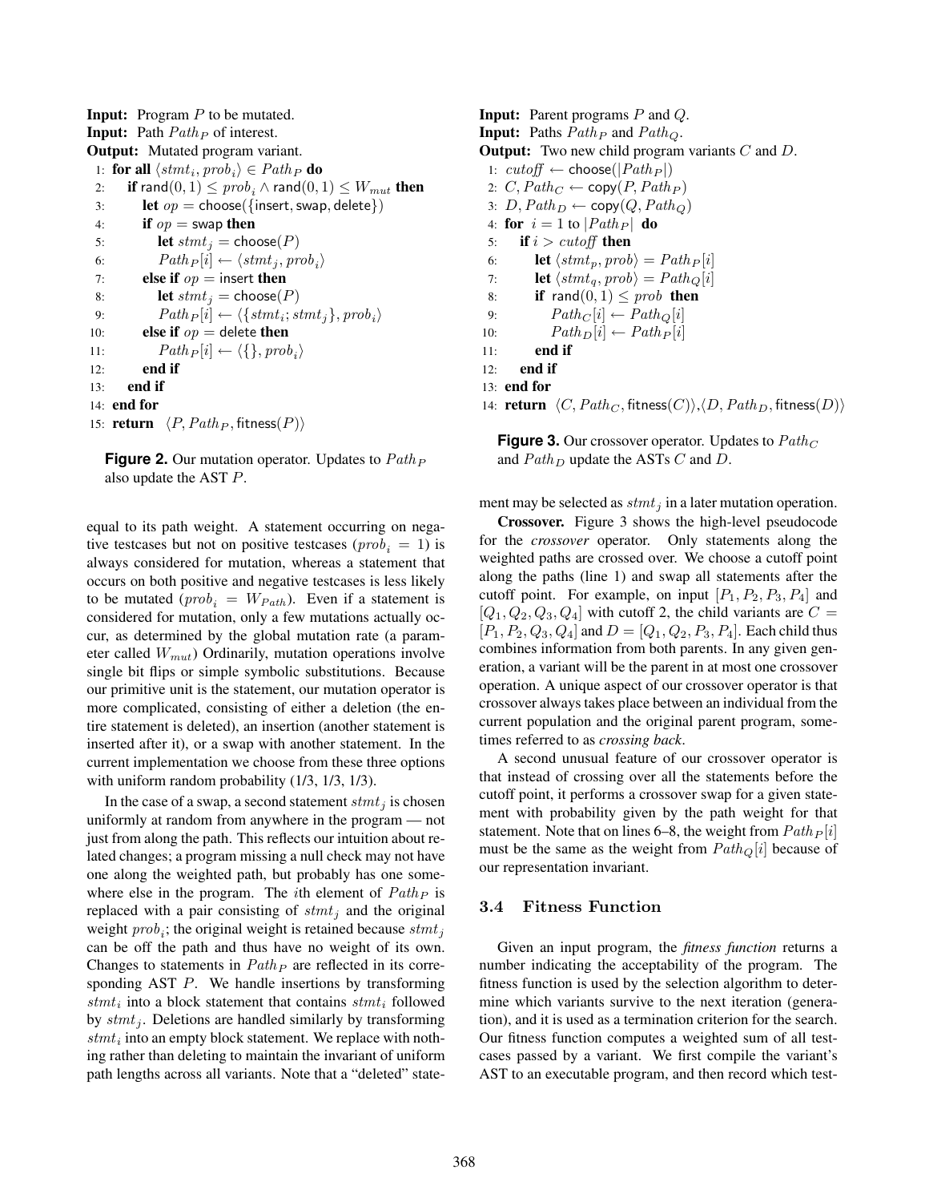**Input:** Program $P$ to be mutated.
**Input:** Path $Path_P$ of interest.
**Output:** Mutated program variant.

```
1:  for all ⟨stmt_i, prob_i⟩ ∈ Path_P do
2:    if rand(0,1) ≤ prob_i ∧ rand(0,1) ≤ W_mut then
3:      let op = choose({insert, swap, delete})
4:      if op = swap then
5:        let stmt_j = choose(P)
6:        Path_P[i] ← ⟨stmt_j, prob_i⟩
7:      else if op = insert then
8:        let stmt_j = choose(P)
9:        Path_P[i] ← ⟨{stmt_i; stmt_j}, prob_i⟩
10:     else if op = delete then
11:       Path_P[i] ← ⟨{}, prob_i⟩
12:     end if
13:   end if
14: end for
15: return ⟨P, Path_P, fitness(P)⟩
```

**Figure 2.** Our mutation operator. Updates to $Path_P$ also update the AST $P$.

**Input:** Parent programs $P$ and $Q$.
**Input:** Paths $Path_P$ and $Path_Q$.
**Output:** Two new child program variants $C$ and $D$.

```
1:  cutoff ← choose(|Path_P|)
2:  C, Path_C ← copy(P, Path_P)
3:  D, Path_D ← copy(Q, Path_Q)
4:  for i = 1 to |Path_P| do
5:    if i > cutoff then
6:      let ⟨stmt_p, prob⟩ = Path_P[i]
7:      let ⟨stmt_q, prob⟩ = Path_Q[i]
8:      if rand(0,1) ≤ prob then
9:        Path_C[i] ← Path_Q[i]
10:       Path_D[i] ← Path_P[i]
11:     end if
12:   end if
13: end for
14: return ⟨C, Path_C, fitness(C)⟩,⟨D, Path_D, fitness(D)⟩
```

**Figure 3.** Our crossover operator. Updates to $Path_C$ and $Path_D$ update the ASTs $C$ and $D$.

equal to its path weight. A statement occurring on negative testcases but not on positive testcases ($prob_i = 1$) is always considered for mutation, whereas a statement that occurs on both positive and negative testcases is less likely to be mutated ($prob_i = W_{Path}$). Even if a statement is considered for mutation, only a few mutations actually occur, as determined by the global mutation rate (a parameter called $W_{mut}$) Ordinarily, mutation operations involve single bit flips or simple symbolic substitutions. Because our primitive unit is the statement, our mutation operator is more complicated, consisting of either a deletion (the entire statement is deleted), an insertion (another statement is inserted after it), or a swap with another statement. In the current implementation we choose from these three options with uniform random probability (1/3, 1/3, 1/3).

In the case of a swap, a second statement $stmt_j$ is chosen uniformly at random from anywhere in the program — not just from along the path. This reflects our intuition about related changes; a program missing a null check may not have one along the weighted path, but probably has one somewhere else in the program. The $i$th element of $Path_P$ is replaced with a pair consisting of $stmt_j$ and the original weight $prob_i$; the original weight is retained because $stmt_j$ can be off the path and thus have no weight of its own. Changes to statements in $Path_P$ are reflected in its corresponding AST $P$. We handle insertions by transforming $stmt_i$ into a block statement that contains $stmt_i$ followed by $stmt_j$. Deletions are handled similarly by transforming $stmt_i$ into an empty block statement. We replace with nothing rather than deleting to maintain the invariant of uniform path lengths across all variants. Note that a "deleted" statement may be selected as $stmt_j$ in a later mutation operation.

**Crossover.** Figure 3 shows the high-level pseudocode for the *crossover* operator. Only statements along the weighted paths are crossed over. We choose a cutoff point along the paths (line 1) and swap all statements after the cutoff point. For example, on input $[P_1, P_2, P_3, P_4]$ and $[Q_1, Q_2, Q_3, Q_4]$ with cutoff 2, the child variants are $C = [P_1, P_2, Q_3, Q_4]$ and $D = [Q_1, Q_2, P_3, P_4]$. Each child thus combines information from both parents. In any given generation, a variant will be the parent in at most one crossover operation. A unique aspect of our crossover operator is that crossover always takes place between an individual from the current population and the original parent program, sometimes referred to as *crossing back*.

A second unusual feature of our crossover operator is that instead of crossing over all the statements before the cutoff point, it performs a crossover swap for a given statement with probability given by the path weight for that statement. Note that on lines 6–8, the weight from $Path_P[i]$ must be the same as the weight from $Path_Q[i]$ because of our representation invariant.

### 3.4 Fitness Function

Given an input program, the *fitness function* returns a number indicating the acceptability of the program. The fitness function is used by the selection algorithm to determine which variants survive to the next iteration (generation), and it is used as a termination criterion for the search. Our fitness function computes a weighted sum of all testcases passed by a variant. We first compile the variant's AST to an executable program, and then record which test-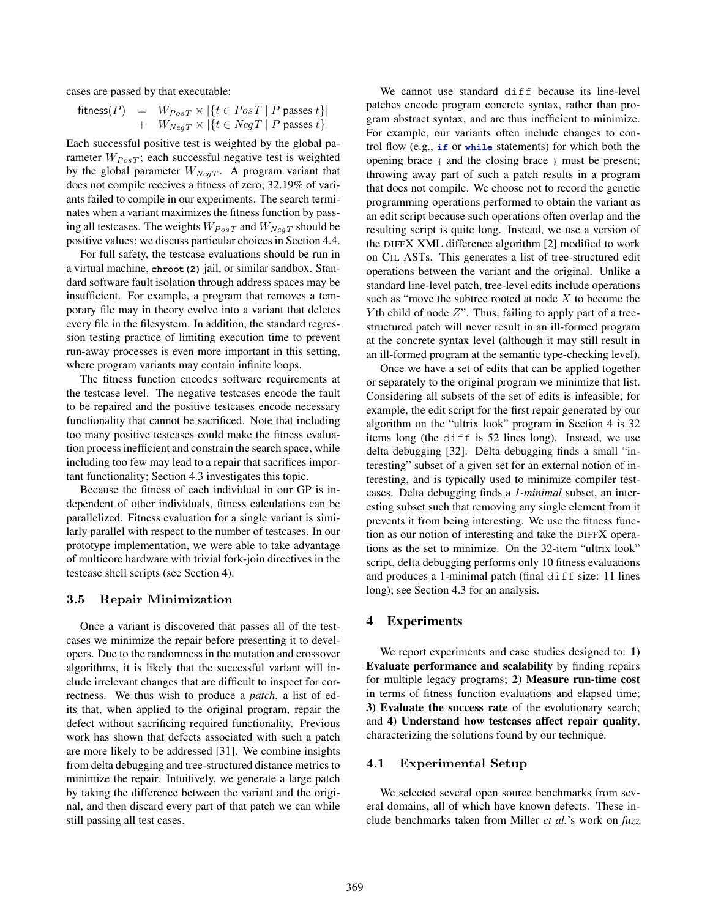cases are passed by that executable:

$$\begin{aligned} \text{fitness}(P) &= W_{PosT} \times |\{t \in PosT \mid P \text{ passes } t\}| \\ &+ W_{NegT} \times |\{t \in NegT \mid P \text{ passes } t\}| \end{aligned}$$

Each successful positive test is weighted by the global parameter $W_{PosT}$; each successful negative test is weighted by the global parameter $W_{NegT}$. A program variant that does not compile receives a fitness of zero; 32.19% of variants failed to compile in our experiments. The search terminates when a variant maximizes the fitness function by passing all testcases. The weights $W_{PosT}$ and $W_{NegT}$ should be positive values; we discuss particular choices in Section 4.4.

For full safety, the testcase evaluations should be run in a virtual machine, `chroot(2)` jail, or similar sandbox. Standard software fault isolation through address spaces may be insufficient. For example, a program that removes a temporary file may in theory evolve into a variant that deletes every file in the filesystem. In addition, the standard regression testing practice of limiting execution time to prevent run-away processes is even more important in this setting, where program variants may contain infinite loops.

The fitness function encodes software requirements at the testcase level. The negative testcases encode the fault to be repaired and the positive testcases encode necessary functionality that cannot be sacrificed. Note that including too many positive testcases could make the fitness evaluation process inefficient and constrain the search space, while including too few may lead to a repair that sacrifices important functionality; Section 4.3 investigates this topic.

Because the fitness of each individual in our GP is independent of other individuals, fitness calculations can be parallelized. Fitness evaluation for a single variant is similarly parallel with respect to the number of testcases. In our prototype implementation, we were able to take advantage of multicore hardware with trivial fork-join directives in the testcase shell scripts (see Section 4).

### 3.5 Repair Minimization

Once a variant is discovered that passes all of the testcases we minimize the repair before presenting it to developers. Due to the randomness in the mutation and crossover algorithms, it is likely that the successful variant will include irrelevant changes that are difficult to inspect for correctness. We thus wish to produce a *patch*, a list of edits that, when applied to the original program, repair the defect without sacrificing required functionality. Previous work has shown that defects associated with such a patch are more likely to be addressed [31]. We combine insights from delta debugging and tree-structured distance metrics to minimize the repair. Intuitively, we generate a large patch by taking the difference between the variant and the original, and then discard every part of that patch we can while still passing all test cases.

We cannot use standard `diff` because its line-level patches encode program concrete syntax, rather than program abstract syntax, and are thus inefficient to minimize. For example, our variants often include changes to control flow (e.g., **if** or **while** statements) for which both the opening brace `{` and the closing brace `}` must be present; throwing away part of such a patch results in a program that does not compile. We choose not to record the genetic programming operations performed to obtain the variant as an edit script because such operations often overlap and the resulting script is quite long. Instead, we use a version of the DIFFX XML difference algorithm [2] modified to work on CIL ASTs. This generates a list of tree-structured edit operations between the variant and the original. Unlike a standard line-level patch, tree-level edits include operations such as "move the subtree rooted at node $X$ to become the $Y$th child of node $Z$". Thus, failing to apply part of a tree-structured patch will never result in an ill-formed program at the concrete syntax level (although it may still result in an ill-formed program at the semantic type-checking level).

Once we have a set of edits that can be applied together or separately to the original program we minimize that list. Considering all subsets of the set of edits is infeasible; for example, the edit script for the first repair generated by our algorithm on the "ultrix look" program in Section 4 is 32 items long (the `diff` is 52 lines long). Instead, we use delta debugging [32]. Delta debugging finds a small "interesting" subset of a given set for an external notion of interesting, and is typically used to minimize compiler testcases. Delta debugging finds a *1-minimal* subset, an interesting subset such that removing any single element from it prevents it from being interesting. We use the fitness function as our notion of interesting and take the DIFFX operations as the set to minimize. On the 32-item "ultrix look" script, delta debugging performs only 10 fitness evaluations and produces a 1-minimal patch (final `diff` size: 11 lines long); see Section 4.3 for an analysis.

## 4 Experiments

We report experiments and case studies designed to: **1) Evaluate performance and scalability** by finding repairs for multiple legacy programs; **2) Measure run-time cost** in terms of fitness function evaluations and elapsed time; **3) Evaluate the success rate** of the evolutionary search; and **4) Understand how testcases affect repair quality**, characterizing the solutions found by our technique.

### 4.1 Experimental Setup

We selected several open source benchmarks from several domains, all of which have known defects. These include benchmarks taken from Miller *et al.*'s work on *fuzz*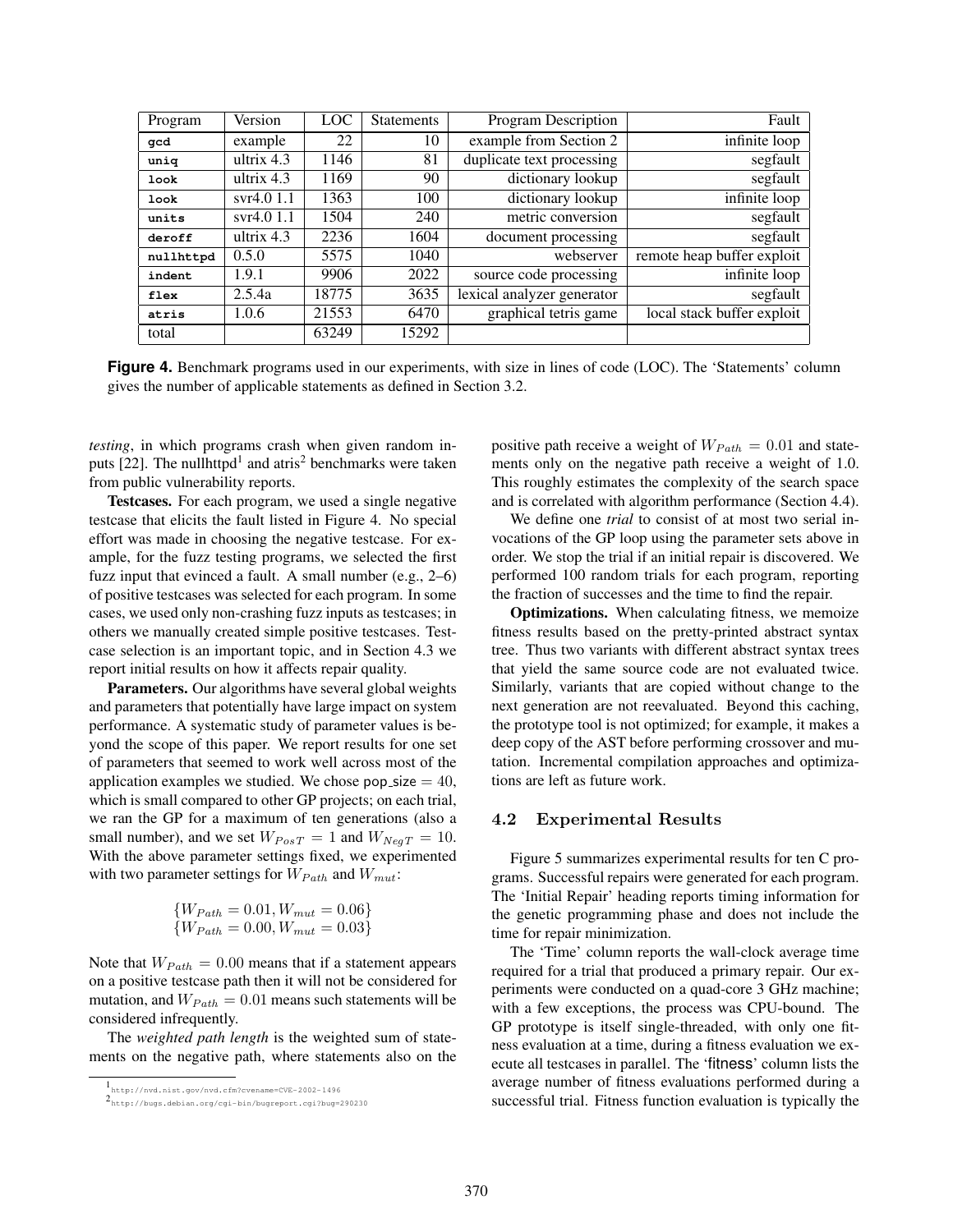| Program | Version | LOC | Statements | Program Description | Fault |
|---|---|---|---|---|---|
| gcd | example | 22 | 10 | example from Section 2 | infinite loop |
| uniq | ultrix 4.3 | 1146 | 81 | duplicate text processing | segfault |
| look | ultrix 4.3 | 1169 | 90 | dictionary lookup | segfault |
| look | svr4.0 1.1 | 1363 | 100 | dictionary lookup | infinite loop |
| units | svr4.0 1.1 | 1504 | 240 | metric conversion | segfault |
| deroff | ultrix 4.3 | 2236 | 1604 | document processing | segfault |
| nullhttpd | 0.5.0 | 5575 | 1040 | webserver | remote heap buffer exploit |
| indent | 1.9.1 | 9906 | 2022 | source code processing | infinite loop |
| flex | 2.5.4a | 18775 | 3635 | lexical analyzer generator | segfault |
| atris | 1.0.6 | 21553 | 6470 | graphical tetris game | local stack buffer exploit |
| total | | 63249 | 15292 | | |

**Figure 4.** Benchmark programs used in our experiments, with size in lines of code (LOC). The 'Statements' column gives the number of applicable statements as defined in Section 3.2.

*testing*, in which programs crash when given random inputs [22]. The nullhttpd[1] and atris[2] benchmarks were taken from public vulnerability reports.

**Testcases.** For each program, we used a single negative testcase that elicits the fault listed in Figure 4. No special effort was made in choosing the negative testcase. For example, for the fuzz testing programs, we selected the first fuzz input that evinced a fault. A small number (e.g., 2–6) of positive testcases was selected for each program. In some cases, we used only non-crashing fuzz inputs as testcases; in others we manually created simple positive testcases. Testcase selection is an important topic, and in Section 4.3 we report initial results on how it affects repair quality.

**Parameters.** Our algorithms have several global weights and parameters that potentially have large impact on system performance. A systematic study of parameter values is beyond the scope of this paper. We report results for one set of parameters that seemed to work well across most of the application examples we studied. We chose $\text{pop\_size} = 40$, which is small compared to other GP projects; on each trial, we ran the GP for a maximum of ten generations (also a small number), and we set $W_{PosT} = 1$ and $W_{NegT} = 10$. With the above parameter settings fixed, we experimented with two parameter settings for $W_{Path}$ and $W_{mut}$:

$$\{W_{Path} = 0.01, W_{mut} = 0.06\}$$
$$\{W_{Path} = 0.00, W_{mut} = 0.03\}$$

Note that $W_{Path} = 0.00$ means that if a statement appears on a positive testcase path then it will not be considered for mutation, and $W_{Path} = 0.01$ means such statements will be considered infrequently.

The *weighted path length* is the weighted sum of statements on the negative path, where statements also on the positive path receive a weight of $W_{Path} = 0.01$ and statements only on the negative path receive a weight of 1.0. This roughly estimates the complexity of the search space and is correlated with algorithm performance (Section 4.4).

We define one *trial* to consist of at most two serial invocations of the GP loop using the parameter sets above in order. We stop the trial if an initial repair is discovered. We performed 100 random trials for each program, reporting the fraction of successes and the time to find the repair.

**Optimizations.** When calculating fitness, we memoize fitness results based on the pretty-printed abstract syntax tree. Thus two variants with different abstract syntax trees that yield the same source code are not evaluated twice. Similarly, variants that are copied without change to the next generation are not reevaluated. Beyond this caching, the prototype tool is not optimized; for example, it makes a deep copy of the AST before performing crossover and mutation. Incremental compilation approaches and optimizations are left as future work.

### 4.2 Experimental Results

Figure 5 summarizes experimental results for ten C programs. Successful repairs were generated for each program. The 'Initial Repair' heading reports timing information for the genetic programming phase and does not include the time for repair minimization.

The 'Time' column reports the wall-clock average time required for a trial that produced a primary repair. Our experiments were conducted on a quad-core 3 GHz machine; with a few exceptions, the process was CPU-bound. The GP prototype is itself single-threaded, with only one fitness evaluation at a time, during a fitness evaluation we execute all testcases in parallel. The 'fitness' column lists the average number of fitness evaluations performed during a successful trial. Fitness function evaluation is typically the

[1] http://nvd.nist.gov/nvd.cfm?cvename=CVE-2002-1496

[2] http://bugs.debian.org/cgi-bin/bugreport.cgi?bug=290230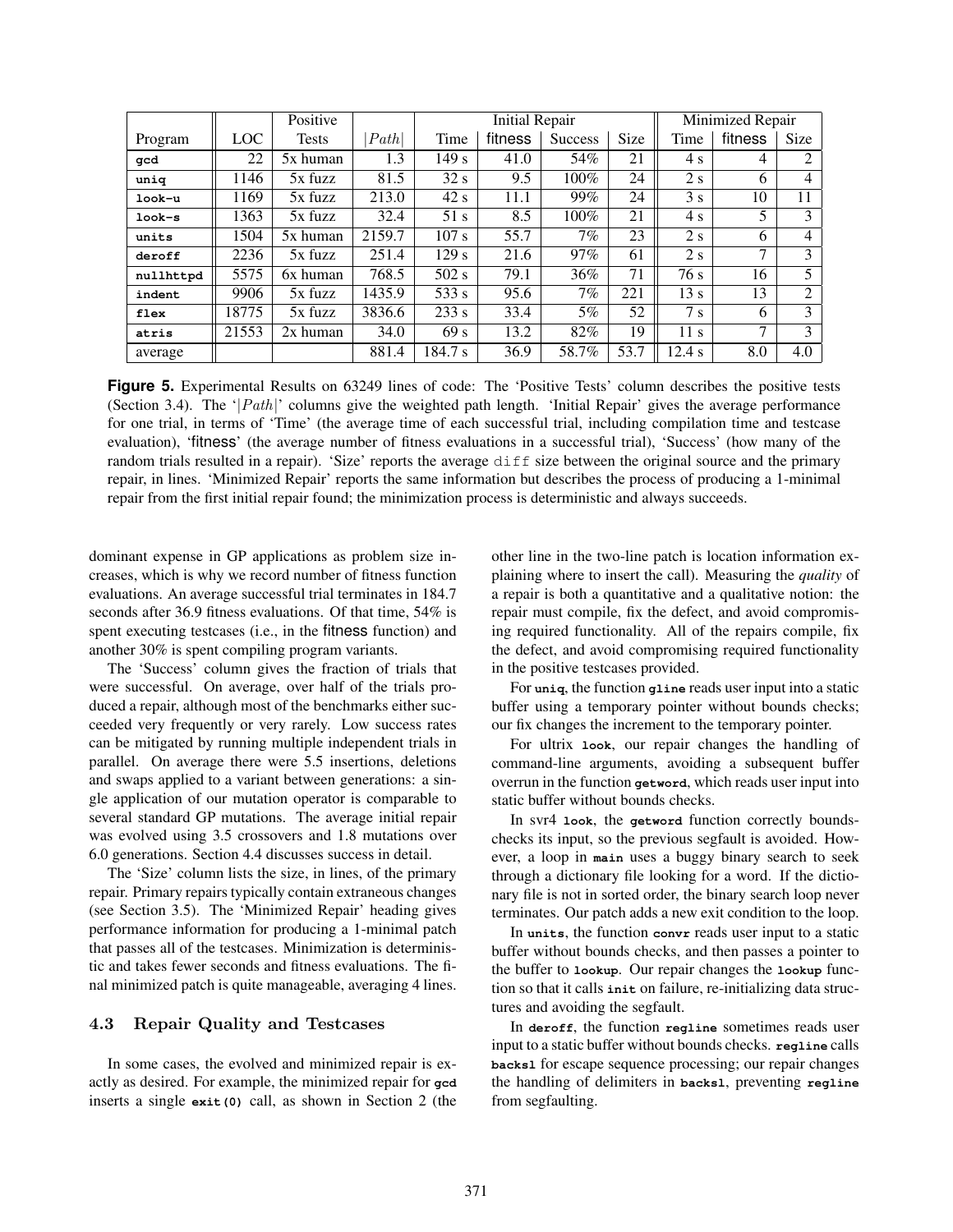| Program | LOC | Positive Tests | $\|Path\|$ | Initial Repair | | | | Minimized Repair | | |
|---|---|---|---|---|---|---|---|---|---|---|
| | | | | Time | fitness | Success | Size | Time | fitness | Size |
| gcd | 22 | 5x human | 1.3 | 149 s | 41.0 | 54% | 21 | 4 s | 4 | 2 |
| uniq | 1146 | 5x fuzz | 81.5 | 32 s | 9.5 | 100% | 24 | 2 s | 6 | 4 |
| look-u | 1169 | 5x fuzz | 213.0 | 42 s | 11.1 | 99% | 24 | 3 s | 10 | 11 |
| look-s | 1363 | 5x fuzz | 32.4 | 51 s | 8.5 | 100% | 21 | 4 s | 5 | 3 |
| units | 1504 | 5x human | 2159.7 | 107 s | 55.7 | 7% | 23 | 2 s | 6 | 4 |
| deroff | 2236 | 5x fuzz | 251.4 | 129 s | 21.6 | 97% | 61 | 2 s | 7 | 3 |
| nullhttpd | 5575 | 6x human | 768.5 | 502 s | 79.1 | 36% | 71 | 76 s | 16 | 5 |
| indent | 9906 | 5x fuzz | 1435.9 | 533 s | 95.6 | 7% | 221 | 13 s | 13 | 2 |
| flex | 18775 | 5x fuzz | 3836.6 | 233 s | 33.4 | 5% | 52 | 7 s | 6 | 3 |
| atris | 21553 | 2x human | 34.0 | 69 s | 13.2 | 82% | 19 | 11 s | 7 | 3 |
| average | | | 881.4 | 184.7 s | 36.9 | 58.7% | 53.7 | 12.4 s | 8.0 | 4.0 |

**Figure 5.** Experimental Results on 63249 lines of code: The 'Positive Tests' column describes the positive tests (Section 3.4). The '$|Path|$' columns give the weighted path length. 'Initial Repair' gives the average performance for one trial, in terms of 'Time' (the average time of each successful trial, including compilation time and testcase evaluation), 'fitness' (the average number of fitness evaluations in a successful trial), 'Success' (how many of the random trials resulted in a repair). 'Size' reports the average diff size between the original source and the primary repair, in lines. 'Minimized Repair' reports the same information but describes the process of producing a 1-minimal repair from the first initial repair found; the minimization process is deterministic and always succeeds.

dominant expense in GP applications as problem size increases, which is why we record number of fitness function evaluations. An average successful trial terminates in 184.7 seconds after 36.9 fitness evaluations. Of that time, 54% is spent executing testcases (i.e., in the fitness function) and another 30% is spent compiling program variants.

The 'Success' column gives the fraction of trials that were successful. On average, over half of the trials produced a repair, although most of the benchmarks either succeeded very frequently or very rarely. Low success rates can be mitigated by running multiple independent trials in parallel. On average there were 5.5 insertions, deletions and swaps applied to a variant between generations: a single application of our mutation operator is comparable to several standard GP mutations. The average initial repair was evolved using 3.5 crossovers and 1.8 mutations over 6.0 generations. Section 4.4 discusses success in detail.

The 'Size' column lists the size, in lines, of the primary repair. Primary repairs typically contain extraneous changes (see Section 3.5). The 'Minimized Repair' heading gives performance information for producing a 1-minimal patch that passes all of the testcases. Minimization is deterministic and takes fewer seconds and fitness evaluations. The final minimized patch is quite manageable, averaging 4 lines.

### 4.3 Repair Quality and Testcases

In some cases, the evolved and minimized repair is exactly as desired. For example, the minimized repair for **gcd** inserts a single **exit(0)** call, as shown in Section 2 (the other line in the two-line patch is location information explaining where to insert the call). Measuring the *quality* of a repair is both a quantitative and a qualitative notion: the repair must compile, fix the defect, and avoid compromising required functionality. All of the repairs compile, fix the defect, and avoid compromising required functionality in the positive testcases provided.

For **uniq**, the function **gline** reads user input into a static buffer using a temporary pointer without bounds checks; our fix changes the increment to the temporary pointer.

For ultrix **look**, our repair changes the handling of command-line arguments, avoiding a subsequent buffer overrun in the function **getword**, which reads user input into static buffer without bounds checks.

In svr4 **look**, the **getword** function correctly bounds-checks its input, so the previous segfault is avoided. However, a loop in **main** uses a buggy binary search to seek through a dictionary file looking for a word. If the dictionary file is not in sorted order, the binary search loop never terminates. Our patch adds a new exit condition to the loop.

In **units**, the function **convr** reads user input to a static buffer without bounds checks, and then passes a pointer to the buffer to **lookup**. Our repair changes the **lookup** function so that it calls **init** on failure, re-initializing data structures and avoiding the segfault.

In **deroff**, the function **regline** sometimes reads user input to a static buffer without bounds checks. **regline** calls **backsl** for escape sequence processing; our repair changes the handling of delimiters in **backsl**, preventing **regline** from segfaulting.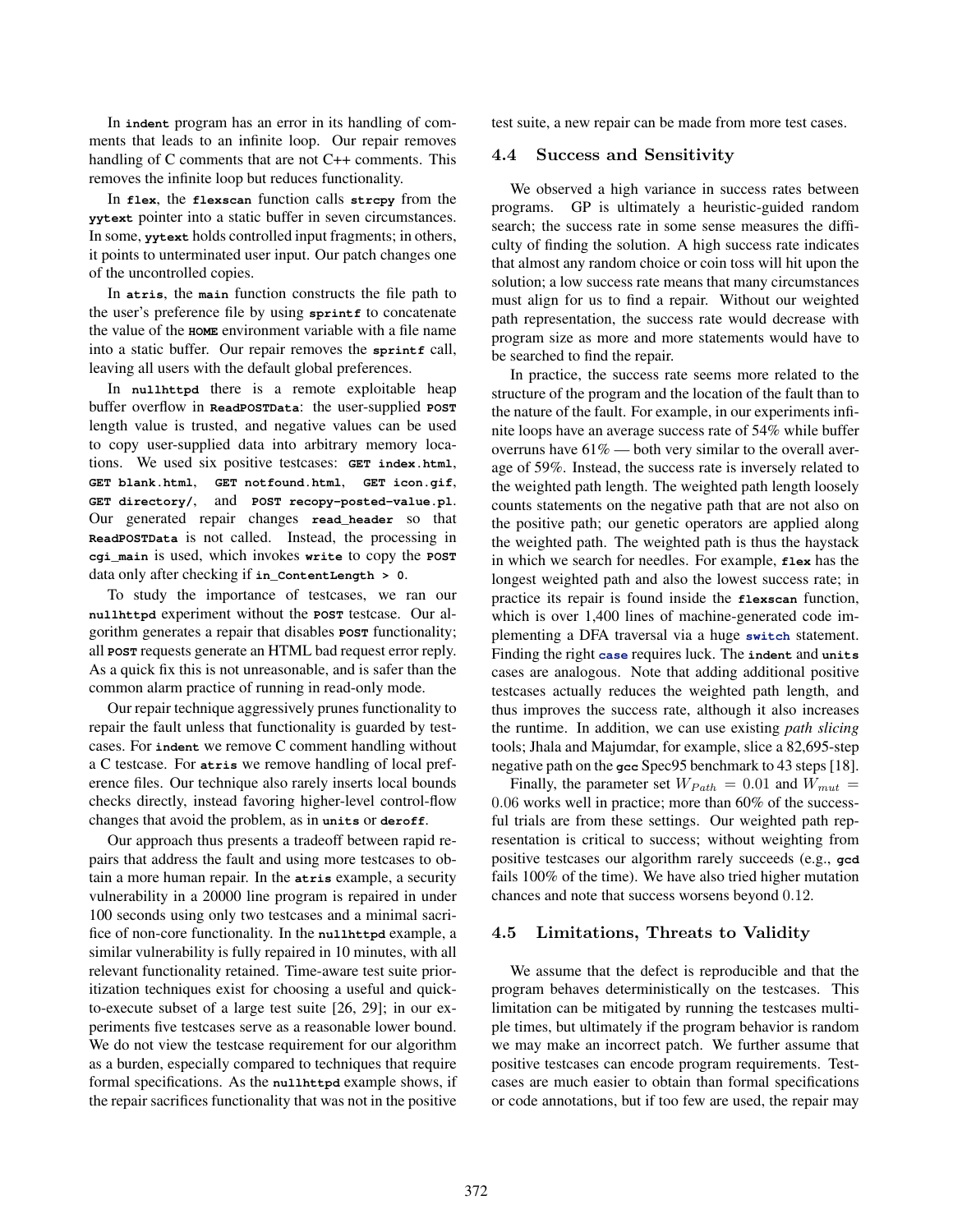In `indent` program has an error in its handling of comments that leads to an infinite loop. Our repair removes handling of C comments that are not C++ comments. This removes the infinite loop but reduces functionality.

In `flex`, the `flexscan` function calls `strcpy` from the `yytext` pointer into a static buffer in seven circumstances. In some, `yytext` holds controlled input fragments; in others, it points to unterminated user input. Our patch changes one of the uncontrolled copies.

In `atris`, the `main` function constructs the file path to the user's preference file by using `sprintf` to concatenate the value of the `HOME` environment variable with a file name into a static buffer. Our repair removes the `sprintf` call, leaving all users with the default global preferences.

In `nullhttpd` there is a remote exploitable heap buffer overflow in `ReadPOSTData`: the user-supplied `POST` length value is trusted, and negative values can be used to copy user-supplied data into arbitrary memory locations. We used six positive testcases: `GET index.html`, `GET blank.html`, `GET notfound.html`, `GET icon.gif`, `GET directory/`, and `POST recopy-posted-value.pl`. Our generated repair changes `read_header` so that `ReadPOSTData` is not called. Instead, the processing in `cgi_main` is used, which invokes `write` to copy the `POST` data only after checking if `in_ContentLength > 0`.

To study the importance of testcases, we ran our `nullhttpd` experiment without the `POST` testcase. Our algorithm generates a repair that disables `POST` functionality; all `POST` requests generate an HTML bad request error reply. As a quick fix this is not unreasonable, and is safer than the common alarm practice of running in read-only mode.

Our repair technique aggressively prunes functionality to repair the fault unless that functionality is guarded by testcases. For `indent` we remove C comment handling without a C testcase. For `atris` we remove handling of local preference files. Our technique also rarely inserts local bounds checks directly, instead favoring higher-level control-flow changes that avoid the problem, as in `units` or `deroff`.

Our approach thus presents a tradeoff between rapid repairs that address the fault and using more testcases to obtain a more human repair. In the `atris` example, a security vulnerability in a 20000 line program is repaired in under 100 seconds using only two testcases and a minimal sacrifice of non-core functionality. In the `nullhttpd` example, a similar vulnerability is fully repaired in 10 minutes, with all relevant functionality retained. Time-aware test suite prioritization techniques exist for choosing a useful and quick-to-execute subset of a large test suite [26, 29]; in our experiments five testcases serve as a reasonable lower bound. We do not view the testcase requirement for our algorithm as a burden, especially compared to techniques that require formal specifications. As the `nullhttpd` example shows, if the repair sacrifices functionality that was not in the positive test suite, a new repair can be made from more test cases.

### 4.4 Success and Sensitivity

We observed a high variance in success rates between programs. GP is ultimately a heuristic-guided random search; the success rate in some sense measures the difficulty of finding the solution. A high success rate indicates that almost any random choice or coin toss will hit upon the solution; a low success rate means that many circumstances must align for us to find a repair. Without our weighted path representation, the success rate would decrease with program size as more and more statements would have to be searched to find the repair.

In practice, the success rate seems more related to the structure of the program and the location of the fault than to the nature of the fault. For example, in our experiments infinite loops have an average success rate of 54% while buffer overruns have 61% — both very similar to the overall average of 59%. Instead, the success rate is inversely related to the weighted path length. The weighted path length loosely counts statements on the negative path that are not also on the positive path; our genetic operators are applied along the weighted path. The weighted path is thus the haystack in which we search for needles. For example, `flex` has the longest weighted path and also the lowest success rate; in practice its repair is found inside the `flexscan` function, which is over 1,400 lines of machine-generated code implementing a DFA traversal via a huge `switch` statement. Finding the right `case` requires luck. The `indent` and `units` cases are analogous. Note that adding additional positive testcases actually reduces the weighted path length, and thus improves the success rate, although it also increases the runtime. In addition, we can use existing *path slicing* tools; Jhala and Majumdar, for example, slice a 82,695-step negative path on the `gcc` Spec95 benchmark to 43 steps [18].

Finally, the parameter set $W_{Path} = 0.01$ and $W_{mut} = 0.06$ works well in practice; more than 60% of the successful trials are from these settings. Our weighted path representation is critical to success; without weighting from positive testcases our algorithm rarely succeeds (e.g., `gcd` fails 100% of the time). We have also tried higher mutation chances and note that success worsens beyond $0.12$.

### 4.5 Limitations, Threats to Validity

We assume that the defect is reproducible and that the program behaves deterministically on the testcases. This limitation can be mitigated by running the testcases multiple times, but ultimately if the program behavior is random we may make an incorrect patch. We further assume that positive testcases can encode program requirements. Testcases are much easier to obtain than formal specifications or code annotations, but if too few are used, the repair may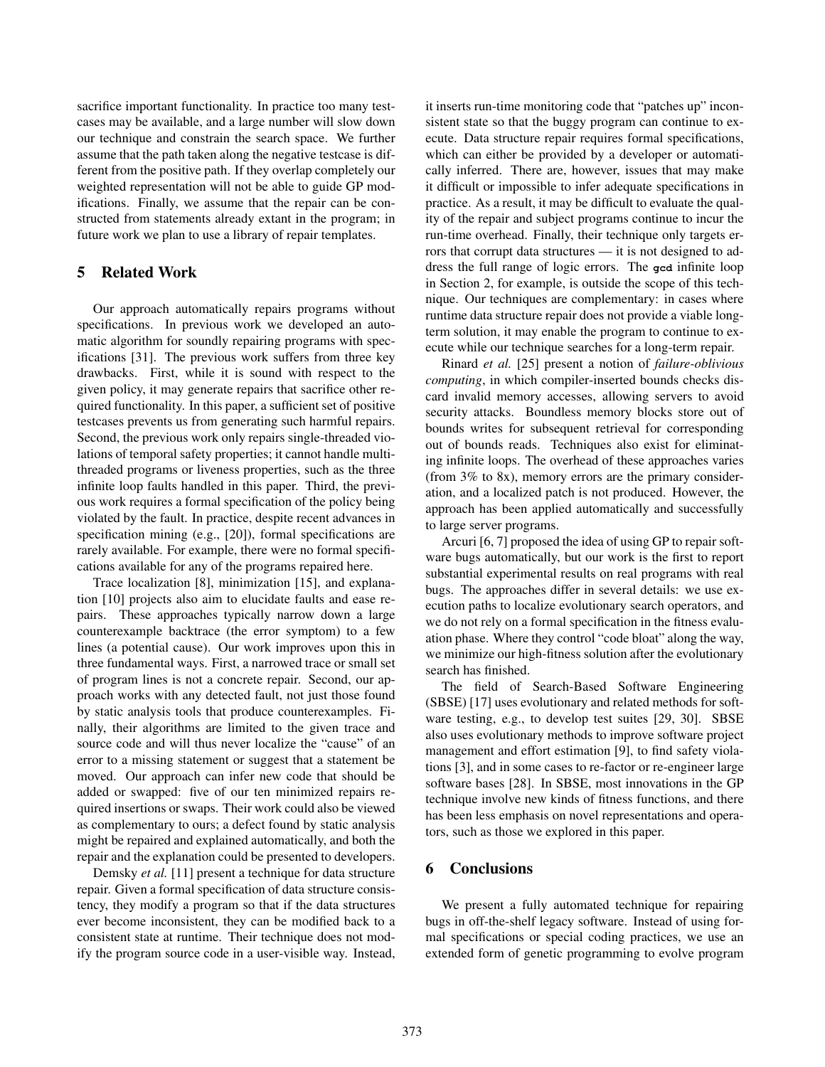sacrifice important functionality. In practice too many testcases may be available, and a large number will slow down our technique and constrain the search space. We further assume that the path taken along the negative testcase is different from the positive path. If they overlap completely our weighted representation will not be able to guide GP modifications. Finally, we assume that the repair can be constructed from statements already extant in the program; in future work we plan to use a library of repair templates.

## 5 Related Work

Our approach automatically repairs programs without specifications. In previous work we developed an automatic algorithm for soundly repairing programs with specifications [31]. The previous work suffers from three key drawbacks. First, while it is sound with respect to the given policy, it may generate repairs that sacrifice other required functionality. In this paper, a sufficient set of positive testcases prevents us from generating such harmful repairs. Second, the previous work only repairs single-threaded violations of temporal safety properties; it cannot handle multi-threaded programs or liveness properties, such as the three infinite loop faults handled in this paper. Third, the previous work requires a formal specification of the policy being violated by the fault. In practice, despite recent advances in specification mining (e.g., [20]), formal specifications are rarely available. For example, there were no formal specifications available for any of the programs repaired here.

Trace localization [8], minimization [15], and explanation [10] projects also aim to elucidate faults and ease repairs. These approaches typically narrow down a large counterexample backtrace (the error symptom) to a few lines (a potential cause). Our work improves upon this in three fundamental ways. First, a narrowed trace or small set of program lines is not a concrete repair. Second, our approach works with any detected fault, not just those found by static analysis tools that produce counterexamples. Finally, their algorithms are limited to the given trace and source code and will thus never localize the "cause" of an error to a missing statement or suggest that a statement be moved. Our approach can infer new code that should be added or swapped: five of our ten minimized repairs required insertions or swaps. Their work could also be viewed as complementary to ours; a defect found by static analysis might be repaired and explained automatically, and both the repair and the explanation could be presented to developers.

Demsky *et al.* [11] present a technique for data structure repair. Given a formal specification of data structure consistency, they modify a program so that if the data structures ever become inconsistent, they can be modified back to a consistent state at runtime. Their technique does not modify the program source code in a user-visible way. Instead, it inserts run-time monitoring code that "patches up" inconsistent state so that the buggy program can continue to execute. Data structure repair requires formal specifications, which can either be provided by a developer or automatically inferred. There are, however, issues that may make it difficult or impossible to infer adequate specifications in practice. As a result, it may be difficult to evaluate the quality of the repair and subject programs continue to incur the run-time overhead. Finally, their technique only targets errors that corrupt data structures — it is not designed to address the full range of logic errors. The `gcd` infinite loop in Section 2, for example, is outside the scope of this technique. Our techniques are complementary: in cases where runtime data structure repair does not provide a viable long-term solution, it may enable the program to continue to execute while our technique searches for a long-term repair.

Rinard *et al.* [25] present a notion of *failure-oblivious computing*, in which compiler-inserted bounds checks discard invalid memory accesses, allowing servers to avoid security attacks. Boundless memory blocks store out of bounds writes for subsequent retrieval for corresponding out of bounds reads. Techniques also exist for eliminating infinite loops. The overhead of these approaches varies (from 3% to 8x), memory errors are the primary consideration, and a localized patch is not produced. However, the approach has been applied automatically and successfully to large server programs.

Arcuri [6, 7] proposed the idea of using GP to repair software bugs automatically, but our work is the first to report substantial experimental results on real programs with real bugs. The approaches differ in several details: we use execution paths to localize evolutionary search operators, and we do not rely on a formal specification in the fitness evaluation phase. Where they control "code bloat" along the way, we minimize our high-fitness solution after the evolutionary search has finished.

The field of Search-Based Software Engineering (SBSE) [17] uses evolutionary and related methods for software testing, e.g., to develop test suites [29, 30]. SBSE also uses evolutionary methods to improve software project management and effort estimation [9], to find safety violations [3], and in some cases to re-factor or re-engineer large software bases [28]. In SBSE, most innovations in the GP technique involve new kinds of fitness functions, and there has been less emphasis on novel representations and operators, such as those we explored in this paper.

## 6 Conclusions

We present a fully automated technique for repairing bugs in off-the-shelf legacy software. Instead of using formal specifications or special coding practices, we use an extended form of genetic programming to evolve program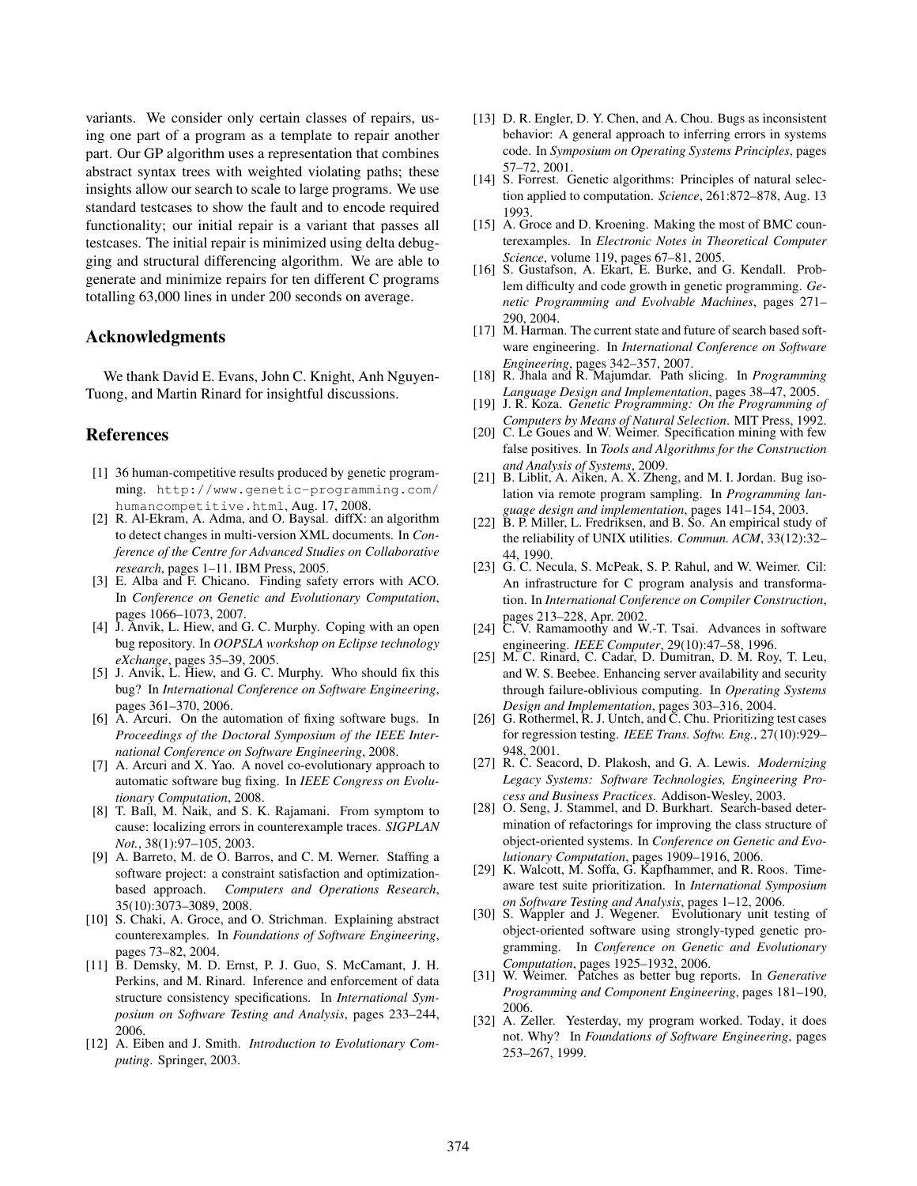variants. We consider only certain classes of repairs, using one part of a program as a template to repair another part. Our GP algorithm uses a representation that combines abstract syntax trees with weighted violating paths; these insights allow our search to scale to large programs. We use standard testcases to show the fault and to encode required functionality; our initial repair is a variant that passes all testcases. The initial repair is minimized using delta debugging and structural differencing algorithm. We are able to generate and minimize repairs for ten different C programs totalling 63,000 lines in under 200 seconds on average.

## Acknowledgments

We thank David E. Evans, John C. Knight, Anh Nguyen-Tuong, and Martin Rinard for insightful discussions.

## References

[1] 36 human-competitive results produced by genetic programming. `http://www.genetic-programming.com/humancompetitive.html`, Aug. 17, 2008.

[2] R. Al-Ekram, A. Adma, and O. Baysal. diffX: an algorithm to detect changes in multi-version XML documents. In *Conference of the Centre for Advanced Studies on Collaborative research*, pages 1–11. IBM Press, 2005.

[3] E. Alba and F. Chicano. Finding safety errors with ACO. In *Conference on Genetic and Evolutionary Computation*, pages 1066–1073, 2007.

[4] J. Anvik, L. Hiew, and G. C. Murphy. Coping with an open bug repository. In *OOPSLA workshop on Eclipse technology eXchange*, pages 35–39, 2005.

[5] J. Anvik, L. Hiew, and G. C. Murphy. Who should fix this bug? In *International Conference on Software Engineering*, pages 361–370, 2006.

[6] A. Arcuri. On the automation of fixing software bugs. In *Proceedings of the Doctoral Symposium of the IEEE International Conference on Software Engineering*, 2008.

[7] A. Arcuri and X. Yao. A novel co-evolutionary approach to automatic software bug fixing. In *IEEE Congress on Evolutionary Computation*, 2008.

[8] T. Ball, M. Naik, and S. K. Rajamani. From symptom to cause: localizing errors in counterexample traces. *SIGPLAN Not.*, 38(1):97–105, 2003.

[9] A. Barreto, M. de O. Barros, and C. M. Werner. Staffing a software project: a constraint satisfaction and optimization-based approach. *Computers and Operations Research*, 35(10):3073–3089, 2008.

[10] S. Chaki, A. Groce, and O. Strichman. Explaining abstract counterexamples. In *Foundations of Software Engineering*, pages 73–82, 2004.

[11] B. Demsky, M. D. Ernst, P. J. Guo, S. McCamant, J. H. Perkins, and M. Rinard. Inference and enforcement of data structure consistency specifications. In *International Symposium on Software Testing and Analysis*, pages 233–244, 2006.

[12] A. Eiben and J. Smith. *Introduction to Evolutionary Computing*. Springer, 2003.

[13] D. R. Engler, D. Y. Chen, and A. Chou. Bugs as inconsistent behavior: A general approach to inferring errors in systems code. In *Symposium on Operating Systems Principles*, pages 57–72, 2001.

[14] S. Forrest. Genetic algorithms: Principles of natural selection applied to computation. *Science*, 261:872–878, Aug. 13 1993.

[15] A. Groce and D. Kroening. Making the most of BMC counterexamples. In *Electronic Notes in Theoretical Computer Science*, volume 119, pages 67–81, 2005.

[16] S. Gustafson, A. Ekart, E. Burke, and G. Kendall. Problem difficulty and code growth in genetic programming. *Genetic Programming and Evolvable Machines*, pages 271–290, 2004.

[17] M. Harman. The current state and future of search based software engineering. In *International Conference on Software Engineering*, pages 342–357, 2007.

[18] R. Jhala and R. Majumdar. Path slicing. In *Programming Language Design and Implementation*, pages 38–47, 2005.

[19] J. R. Koza. *Genetic Programming: On the Programming of Computers by Means of Natural Selection*. MIT Press, 1992.

[20] C. Le Goues and W. Weimer. Specification mining with few false positives. In *Tools and Algorithms for the Construction and Analysis of Systems*, 2009.

[21] B. Liblit, A. Aiken, A. X. Zheng, and M. I. Jordan. Bug isolation via remote program sampling. In *Programming language design and implementation*, pages 141–154, 2003.

[22] B. P. Miller, L. Fredriksen, and B. So. An empirical study of the reliability of UNIX utilities. *Commun. ACM*, 33(12):32–44, 1990.

[23] G. C. Necula, S. McPeak, S. P. Rahul, and W. Weimer. Cil: An infrastructure for C program analysis and transformation. In *International Conference on Compiler Construction*, pages 213–228, Apr. 2002.

[24] C. V. Ramamoothy and W.-T. Tsai. Advances in software engineering. *IEEE Computer*, 29(10):47–58, 1996.

[25] M. C. Rinard, C. Cadar, D. Dumitran, D. M. Roy, T. Leu, and W. S. Beebee. Enhancing server availability and security through failure-oblivious computing. In *Operating Systems Design and Implementation*, pages 303–316, 2004.

[26] G. Rothermel, R. J. Untch, and C. Chu. Prioritizing test cases for regression testing. *IEEE Trans. Softw. Eng.*, 27(10):929–948, 2001.

[27] R. C. Seacord, D. Plakosh, and G. A. Lewis. *Modernizing Legacy Systems: Software Technologies, Engineering Process and Business Practices*. Addison-Wesley, 2003.

[28] O. Seng, J. Stammel, and D. Burkhart. Search-based determination of refactorings for improving the class structure of object-oriented systems. In *Conference on Genetic and Evolutionary Computation*, pages 1909–1916, 2006.

[29] K. Walcott, M. Soffa, G. Kapfhammer, and R. Roos. Time-aware test suite prioritization. In *International Symposium on Software Testing and Analysis*, pages 1–12, 2006.

[30] S. Wappler and J. Wegener. Evolutionary unit testing of object-oriented software using strongly-typed genetic programming. In *Conference on Genetic and Evolutionary Computation*, pages 1925–1932, 2006.

[31] W. Weimer. Patches as better bug reports. In *Generative Programming and Component Engineering*, pages 181–190, 2006.

[32] A. Zeller. Yesterday, my program worked. Today, it does not. Why? In *Foundations of Software Engineering*, pages 253–267, 1999.